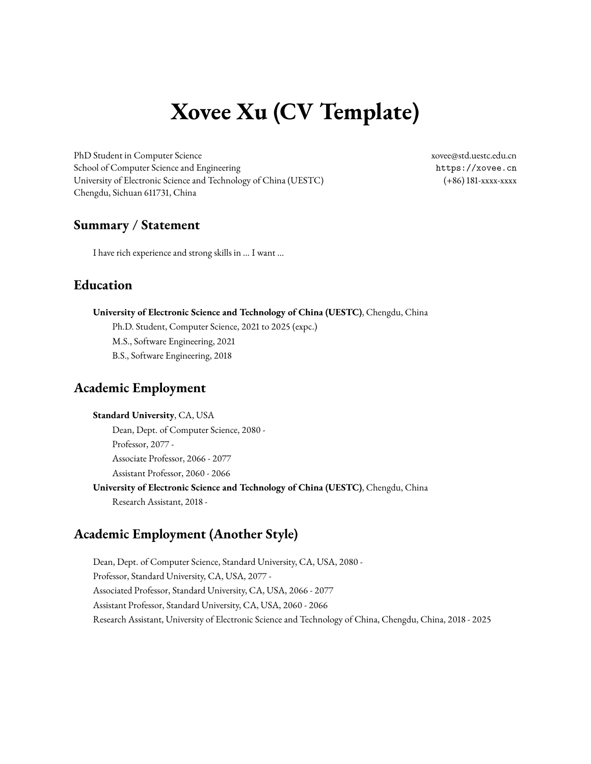# Xovee Xu (CV Template)

PhD Student in Computer Science
School of Computer Science and Engineering
University of Electronic Science and Technology of China (UESTC)
Chengdu, Sichuan 611731, China

xovee@std.uestc.edu.cn
`https://xovee.cn`
(+86) 181-xxxx-xxxx

## Summary / Statement

I have rich experience and strong skills in ... I want ...

## Education

**University of Electronic Science and Technology of China (UESTC)**, Chengdu, China
Ph.D. Student, Computer Science, 2021 to 2025 (expc.)
M.S., Software Engineering, 2021
B.S., Software Engineering, 2018

## Academic Employment

**Standard University**, CA, USA
Dean, Dept. of Computer Science, 2080 -
Professor, 2077 -
Associate Professor, 2066 - 2077
Assistant Professor, 2060 - 2066

**University of Electronic Science and Technology of China (UESTC)**, Chengdu, China
Research Assistant, 2018 -

## Academic Employment (Another Style)

Dean, Dept. of Computer Science, Standard University, CA, USA, 2080 -
Professor, Standard University, CA, USA, 2077 -
Associated Professor, Standard University, CA, USA, 2066 - 2077
Assistant Professor, Standard University, CA, USA, 2060 - 2066
Research Assistant, University of Electronic Science and Technology of China, Chengdu, China, 2018 - 2025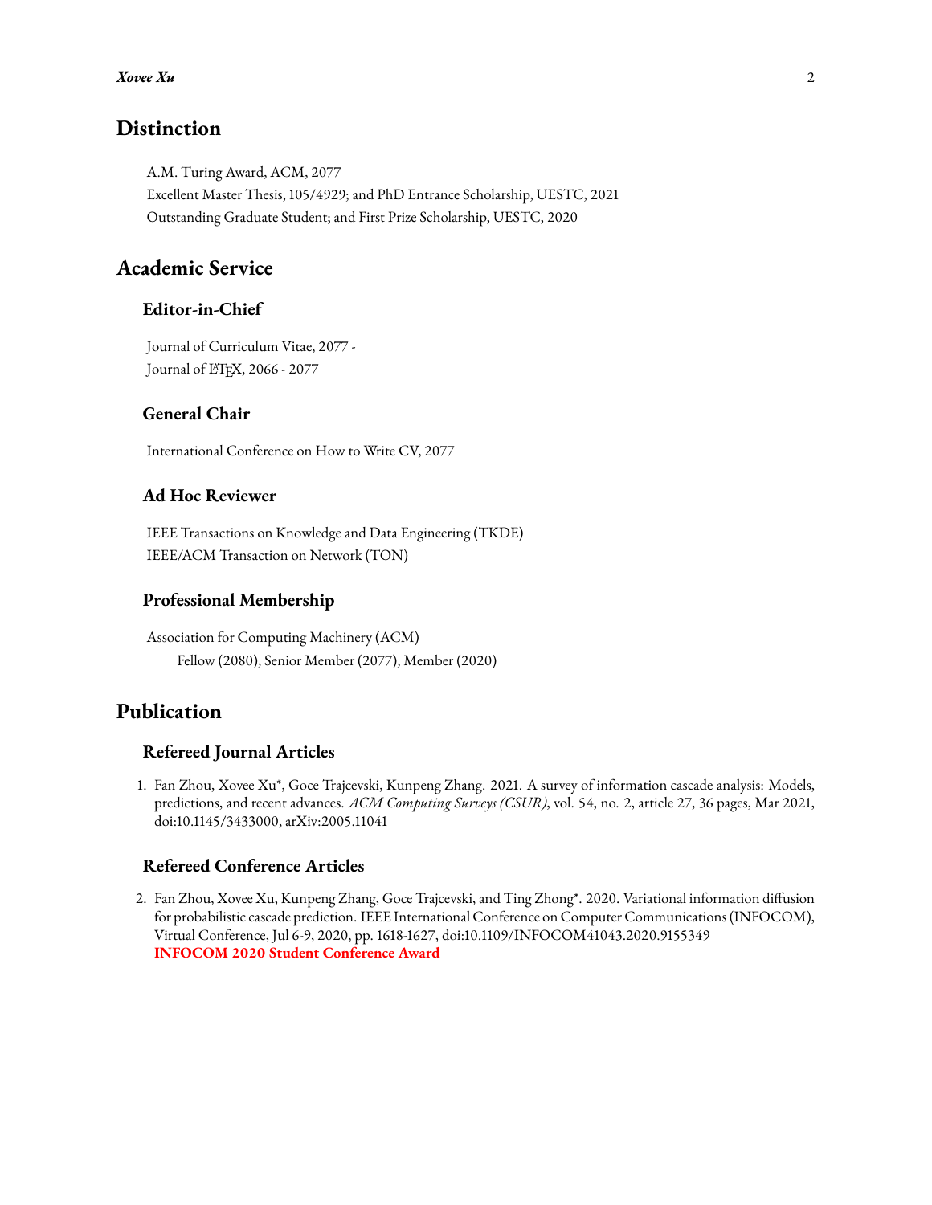## Distinction

A.M. Turing Award, ACM, 2077
Excellent Master Thesis, 105/4929; and PhD Entrance Scholarship, UESTC, 2021
Outstanding Graduate Student; and First Prize Scholarship, UESTC, 2020

## Academic Service

### Editor-in-Chief

Journal of Curriculum Vitae, 2077 -
Journal of LaTeX, 2066 - 2077

### General Chair

International Conference on How to Write CV, 2077

### Ad Hoc Reviewer

IEEE Transactions on Knowledge and Data Engineering (TKDE)
IEEE/ACM Transaction on Network (TON)

### Professional Membership

Association for Computing Machinery (ACM)
Fellow (2080), Senior Member (2077), Member (2020)

## Publication

### Refereed Journal Articles

1. Fan Zhou, Xovee Xu*, Goce Trajcevski, Kunpeng Zhang. 2021. A survey of information cascade analysis: Models, predictions, and recent advances. *ACM Computing Surveys (CSUR)*, vol. 54, no. 2, article 27, 36 pages, Mar 2021, doi:10.1145/3433000, arXiv:2005.11041

### Refereed Conference Articles

2. Fan Zhou, Xovee Xu, Kunpeng Zhang, Goce Trajcevski, and Ting Zhong*. 2020. Variational information diffusion for probabilistic cascade prediction. IEEE International Conference on Computer Communications (INFOCOM), Virtual Conference, Jul 6-9, 2020, pp. 1618-1627, doi:10.1109/INFOCOM41043.2020.9155349
   **INFOCOM 2020 Student Conference Award**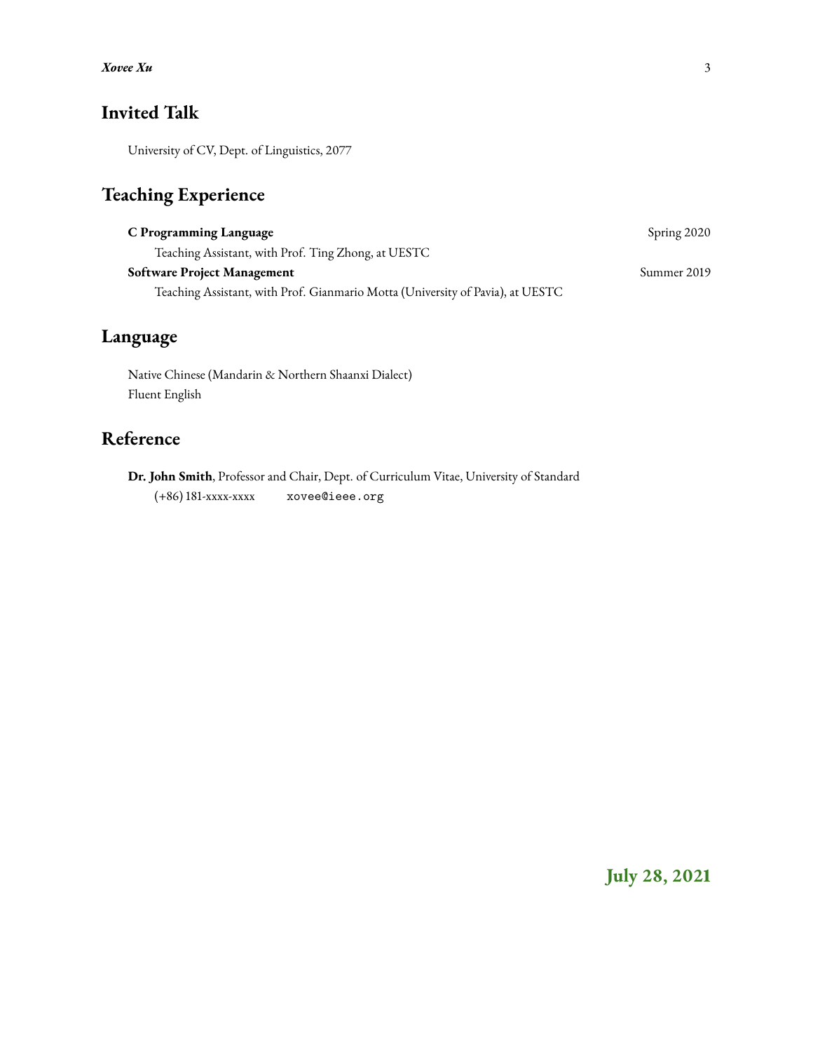## Invited Talk

University of CV, Dept. of Linguistics, 2077

## Teaching Experience

**C Programming Language** — Spring 2020
Teaching Assistant, with Prof. Ting Zhong, at UESTC

**Software Project Management** — Summer 2019
Teaching Assistant, with Prof. Gianmario Motta (University of Pavia), at UESTC

## Language

Native Chinese (Mandarin & Northern Shaanxi Dialect)
Fluent English

## Reference

**Dr. John Smith**, Professor and Chair, Dept. of Curriculum Vitae, University of Standard
(+86) 181-xxxx-xxxx    `xovee@ieee.org`

**July 28, 2021**